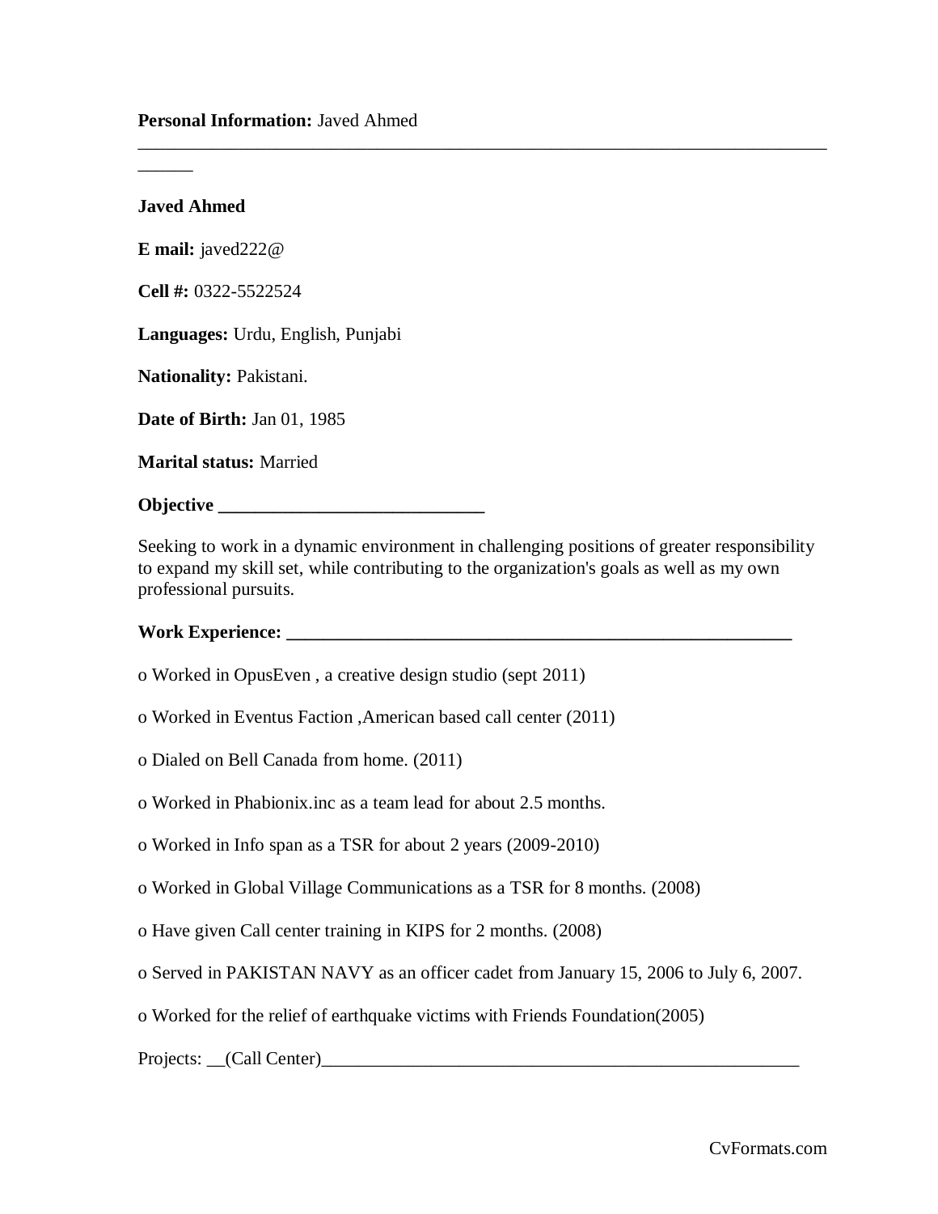**Personal Information:** Javed Ahmed

---

**Javed Ahmed**

**E mail:** javed222@

**Cell #:** 0322-5522524

**Languages:** Urdu, English, Punjabi

**Nationality:** Pakistani.

**Date of Birth:** Jan 01, 1985

**Marital status:** Married

**Objective** ______________________________

Seeking to work in a dynamic environment in challenging positions of greater responsibility to expand my skill set, while contributing to the organization's goals as well as my own professional pursuits.

**Work Experience:** ____________________________________________________________

- Worked in OpusEven , a creative design studio (sept 2011)
- Worked in Eventus Faction ,American based call center (2011)
- Dialed on Bell Canada from home. (2011)
- Worked in Phabionix.inc as a team lead for about 2.5 months.
- Worked in Info span as a TSR for about 2 years (2009-2010)
- Worked in Global Village Communications as a TSR for 8 months. (2008)
- Have given Call center training in KIPS for 2 months. (2008)
- Served in PAKISTAN NAVY as an officer cadet from January 15, 2006 to July 6, 2007.
- Worked for the relief of earthquake victims with Friends Foundation(2005)

Projects: __(Call Center)_______________________________________________________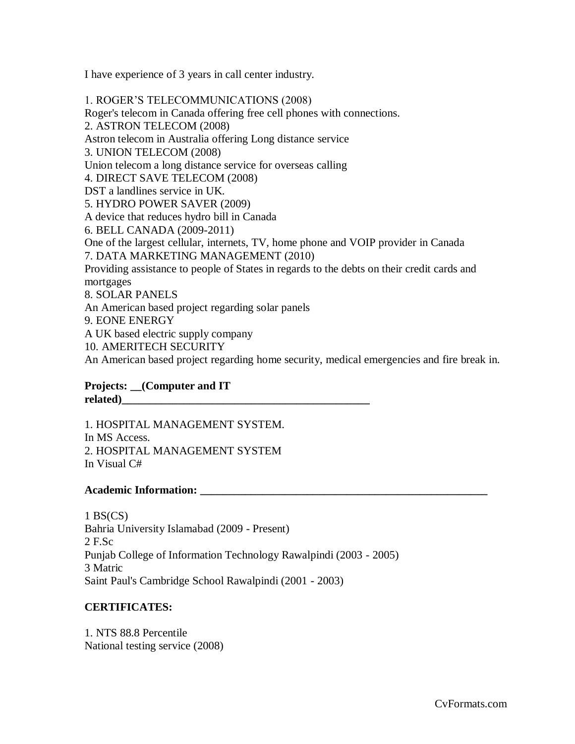I have experience of 3 years in call center industry.

1. ROGER'S TELECOMMUNICATIONS (2008)
Roger's telecom in Canada offering free cell phones with connections.
2. ASTRON TELECOM (2008)
Astron telecom in Australia offering Long distance service
3. UNION TELECOM (2008)
Union telecom a long distance service for overseas calling
4. DIRECT SAVE TELECOM (2008)
DST a landlines service in UK.
5. HYDRO POWER SAVER (2009)
A device that reduces hydro bill in Canada
6. BELL CANADA (2009-2011)
One of the largest cellular, internets, TV, home phone and VOIP provider in Canada
7. DATA MARKETING MANAGEMENT (2010)
Providing assistance to people of States in regards to the debts on their credit cards and mortgages
8. SOLAR PANELS
An American based project regarding solar panels
9. EONE ENERGY
A UK based electric supply company
10. AMERITECH SECURITY
An American based project regarding home security, medical emergencies and fire break in.

**Projects: __(Computer and IT related)_______________________________________________**

1. HOSPITAL MANAGEMENT SYSTEM.
In MS Access.
2. HOSPITAL MANAGEMENT SYSTEM
In Visual C#

**Academic Information: ______________________________________________________**

1 BS(CS)
Bahria University Islamabad (2009 - Present)
2 F.Sc
Punjab College of Information Technology Rawalpindi (2003 - 2005)
3 Matric
Saint Paul's Cambridge School Rawalpindi (2001 - 2003)

**CERTIFICATES:**

1. NTS 88.8 Percentile
National testing service (2008)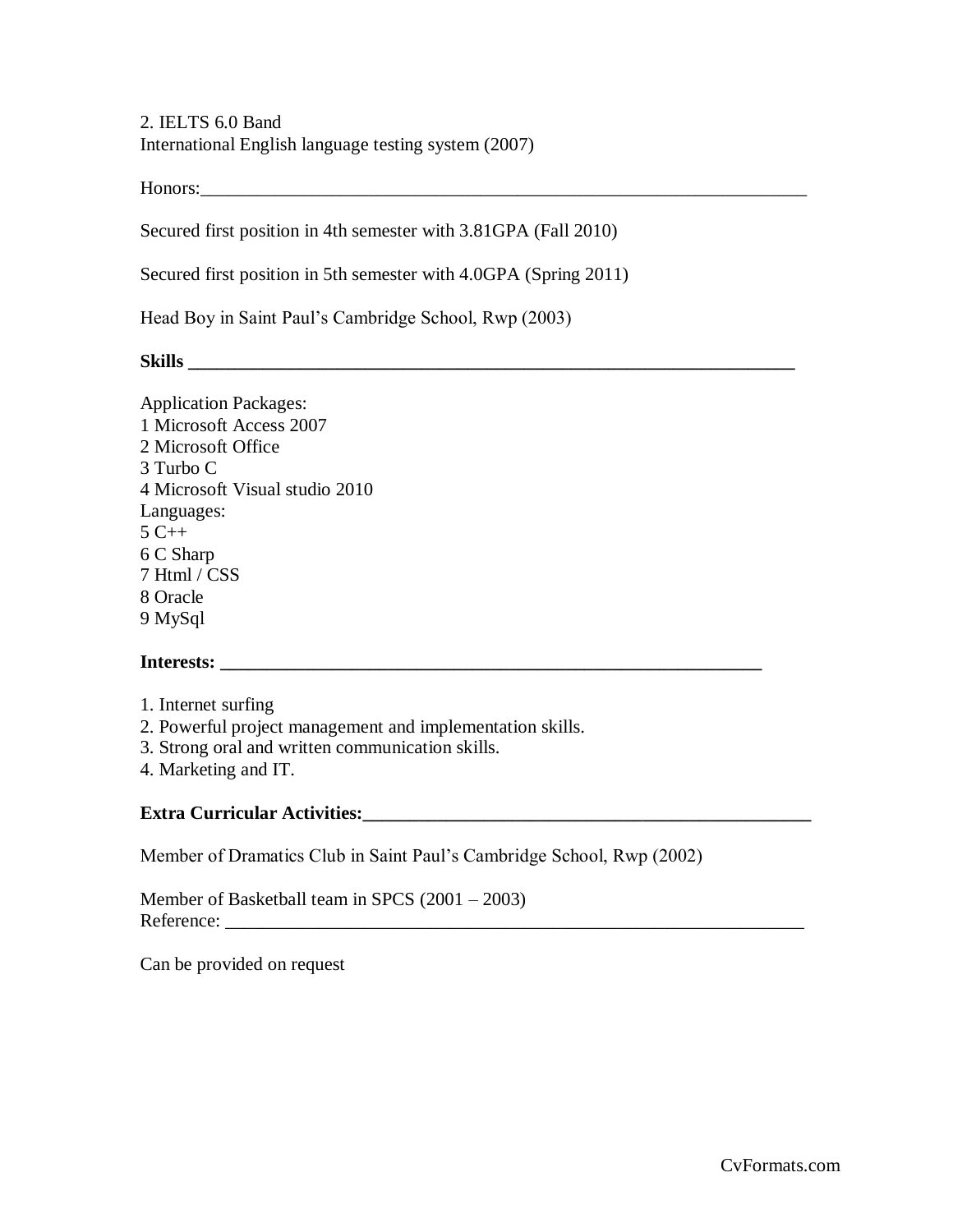2. IELTS 6.0 Band
International English language testing system (2007)

Honors:

Secured first position in 4th semester with 3.81GPA (Fall 2010)

Secured first position in 5th semester with 4.0GPA (Spring 2011)

Head Boy in Saint Paul's Cambridge School, Rwp (2003)

**Skills**

Application Packages:
1 Microsoft Access 2007
2 Microsoft Office
3 Turbo C
4 Microsoft Visual studio 2010
Languages:
5 C++
6 C Sharp
7 Html / CSS
8 Oracle
9 MySql

**Interests:**

1. Internet surfing
2. Powerful project management and implementation skills.
3. Strong oral and written communication skills.
4. Marketing and IT.

**Extra Curricular Activities:**

Member of Dramatics Club in Saint Paul's Cambridge School, Rwp (2002)

Member of Basketball team in SPCS (2001 – 2003)
Reference:

Can be provided on request

CvFormats.com